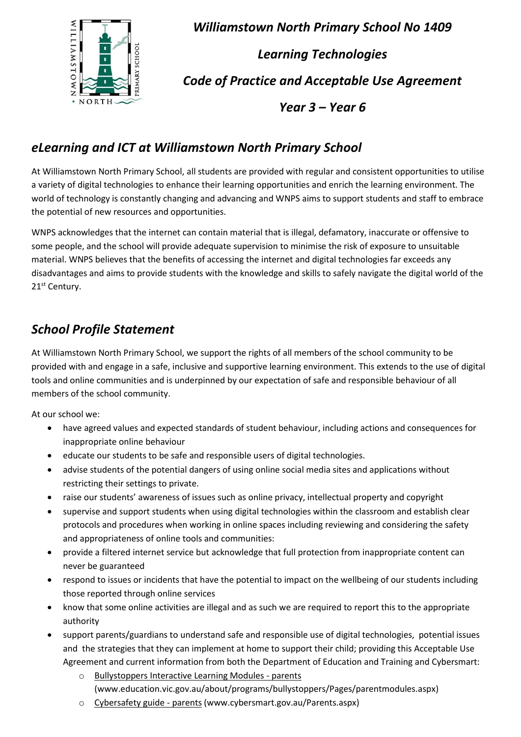# *Williamstown North Primary School No 1409*

# *Learning Technologies*

# *Code of Practice and Acceptable Use Agreement*

# *Year 3 – Year 6*

## *eLearning and ICT at Williamstown North Primary School*

At Williamstown North Primary School, all students are provided with regular and consistent opportunities to utilise a variety of digital technologies to enhance their learning opportunities and enrich the learning environment. The world of technology is constantly changing and advancing and WNPS aims to support students and staff to embrace the potential of new resources and opportunities.

WNPS acknowledges that the internet can contain material that is illegal, defamatory, inaccurate or offensive to some people, and the school will provide adequate supervision to minimise the risk of exposure to unsuitable material. WNPS believes that the benefits of accessing the internet and digital technologies far exceeds any disadvantages and aims to provide students with the knowledge and skills to safely navigate the digital world of the 21st Century.

## *School Profile Statement*

At Williamstown North Primary School, we support the rights of all members of the school community to be provided with and engage in a safe, inclusive and supportive learning environment. This extends to the use of digital tools and online communities and is underpinned by our expectation of safe and responsible behaviour of all members of the school community.

At our school we:

- have agreed values and expected standards of student behaviour, including actions and consequences for inappropriate online behaviour
- educate our students to be safe and responsible users of digital technologies.
- advise students of the potential dangers of using online social media sites and applications without restricting their settings to private.
- raise our students' awareness of issues such as online privacy, intellectual property and copyright
- supervise and support students when using digital technologies within the classroom and establish clear protocols and procedures when working in online spaces including reviewing and considering the safety and appropriateness of online tools and communities:
- provide a filtered internet service but acknowledge that full protection from inappropriate content can never be guaranteed
- respond to issues or incidents that have the potential to impact on the wellbeing of our students including those reported through online services
- know that some online activities are illegal and as such we are required to report this to the appropriate authority
- support parents/guardians to understand safe and responsible use of digital technologies, potential issues and the strategies that they can implement at home to support their child; providing this Acceptable Use Agreement and current information from both the Department of Education and Training and Cybersmart:
    - Bullystoppers Interactive Learning Modules - parents (www.education.vic.gov.au/about/programs/bullystoppers/Pages/parentmodules.aspx)
    - Cybersafety guide - parents (www.cybersmart.gov.au/Parents.aspx)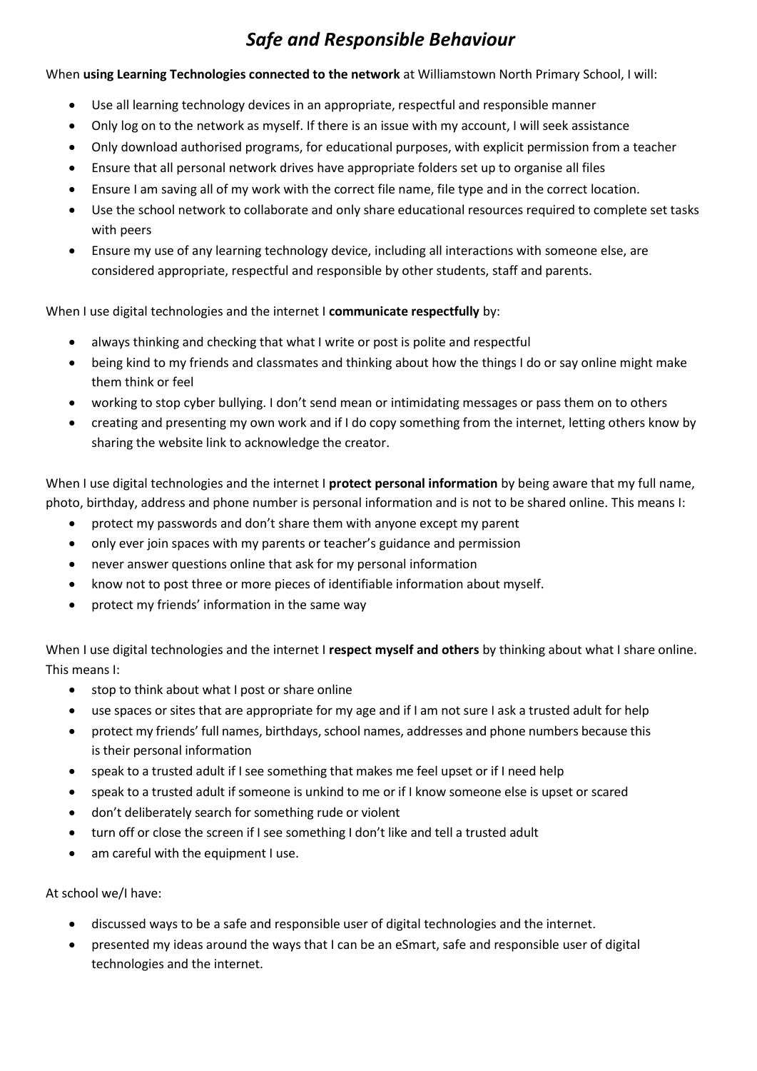# *Safe and Responsible Behaviour*

When **using Learning Technologies connected to the network** at Williamstown North Primary School, I will:

- Use all learning technology devices in an appropriate, respectful and responsible manner
- Only log on to the network as myself. If there is an issue with my account, I will seek assistance
- Only download authorised programs, for educational purposes, with explicit permission from a teacher
- Ensure that all personal network drives have appropriate folders set up to organise all files
- Ensure I am saving all of my work with the correct file name, file type and in the correct location.
- Use the school network to collaborate and only share educational resources required to complete set tasks with peers
- Ensure my use of any learning technology device, including all interactions with someone else, are considered appropriate, respectful and responsible by other students, staff and parents.

When I use digital technologies and the internet I **communicate respectfully** by:

- always thinking and checking that what I write or post is polite and respectful
- being kind to my friends and classmates and thinking about how the things I do or say online might make them think or feel
- working to stop cyber bullying. I don't send mean or intimidating messages or pass them on to others
- creating and presenting my own work and if I do copy something from the internet, letting others know by sharing the website link to acknowledge the creator.

When I use digital technologies and the internet I **protect personal information** by being aware that my full name, photo, birthday, address and phone number is personal information and is not to be shared online. This means I:

- protect my passwords and don't share them with anyone except my parent
- only ever join spaces with my parents or teacher's guidance and permission
- never answer questions online that ask for my personal information
- know not to post three or more pieces of identifiable information about myself.
- protect my friends' information in the same way

When I use digital technologies and the internet I **respect myself and others** by thinking about what I share online. This means I:

- stop to think about what I post or share online
- use spaces or sites that are appropriate for my age and if I am not sure I ask a trusted adult for help
- protect my friends' full names, birthdays, school names, addresses and phone numbers because this is their personal information
- speak to a trusted adult if I see something that makes me feel upset or if I need help
- speak to a trusted adult if someone is unkind to me or if I know someone else is upset or scared
- don't deliberately search for something rude or violent
- turn off or close the screen if I see something I don't like and tell a trusted adult
- am careful with the equipment I use.

At school we/I have:

- discussed ways to be a safe and responsible user of digital technologies and the internet.
- presented my ideas around the ways that I can be an eSmart, safe and responsible user of digital technologies and the internet.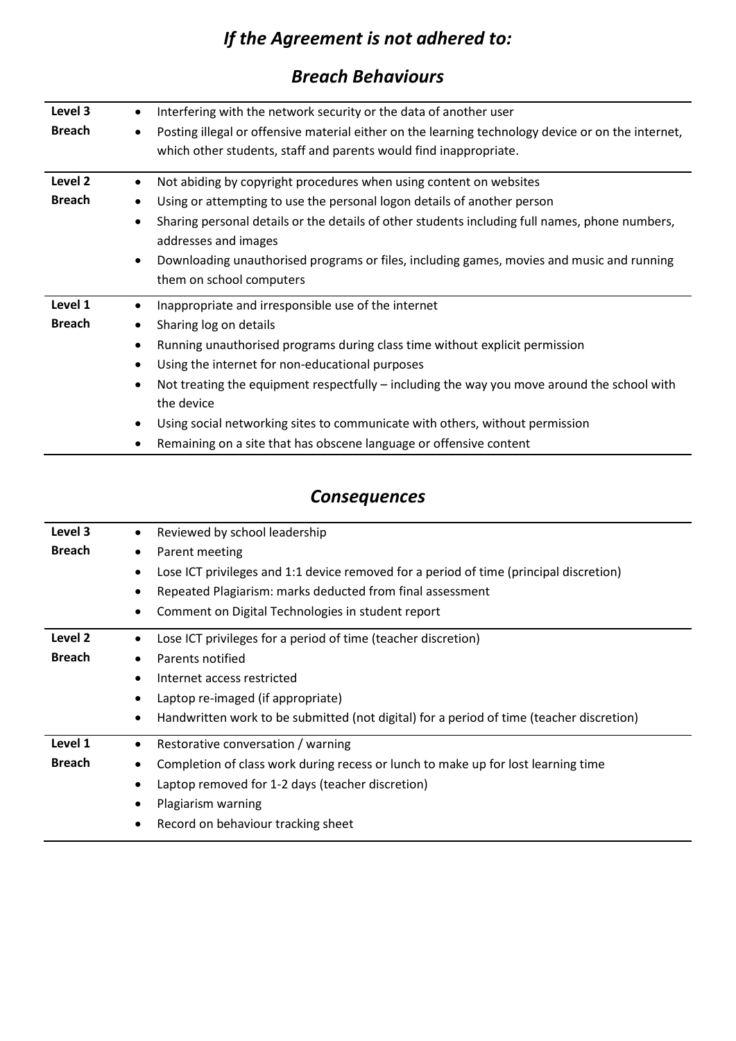# *If the Agreement is not adhered to:*

## *Breach Behaviours*

| | |
|---|---|
| **Level 3 Breach** | • Interfering with the network security or the data of another user<br>• Posting illegal or offensive material either on the learning technology device or on the internet, which other students, staff and parents would find inappropriate. |
| **Level 2 Breach** | • Not abiding by copyright procedures when using content on websites<br>• Using or attempting to use the personal logon details of another person<br>• Sharing personal details or the details of other students including full names, phone numbers, addresses and images<br>• Downloading unauthorised programs or files, including games, movies and music and running them on school computers |
| **Level 1 Breach** | • Inappropriate and irresponsible use of the internet<br>• Sharing log on details<br>• Running unauthorised programs during class time without explicit permission<br>• Using the internet for non-educational purposes<br>• Not treating the equipment respectfully – including the way you move around the school with the device<br>• Using social networking sites to communicate with others, without permission<br>• Remaining on a site that has obscene language or offensive content |

## *Consequences*

| | |
|---|---|
| **Level 3 Breach** | • Reviewed by school leadership<br>• Parent meeting<br>• Lose ICT privileges and 1:1 device removed for a period of time (principal discretion)<br>• Repeated Plagiarism: marks deducted from final assessment<br>• Comment on Digital Technologies in student report |
| **Level 2 Breach** | • Lose ICT privileges for a period of time (teacher discretion)<br>• Parents notified<br>• Internet access restricted<br>• Laptop re-imaged (if appropriate)<br>• Handwritten work to be submitted (not digital) for a period of time (teacher discretion) |
| **Level 1 Breach** | • Restorative conversation / warning<br>• Completion of class work during recess or lunch to make up for lost learning time<br>• Laptop removed for 1-2 days (teacher discretion)<br>• Plagiarism warning<br>• Record on behaviour tracking sheet |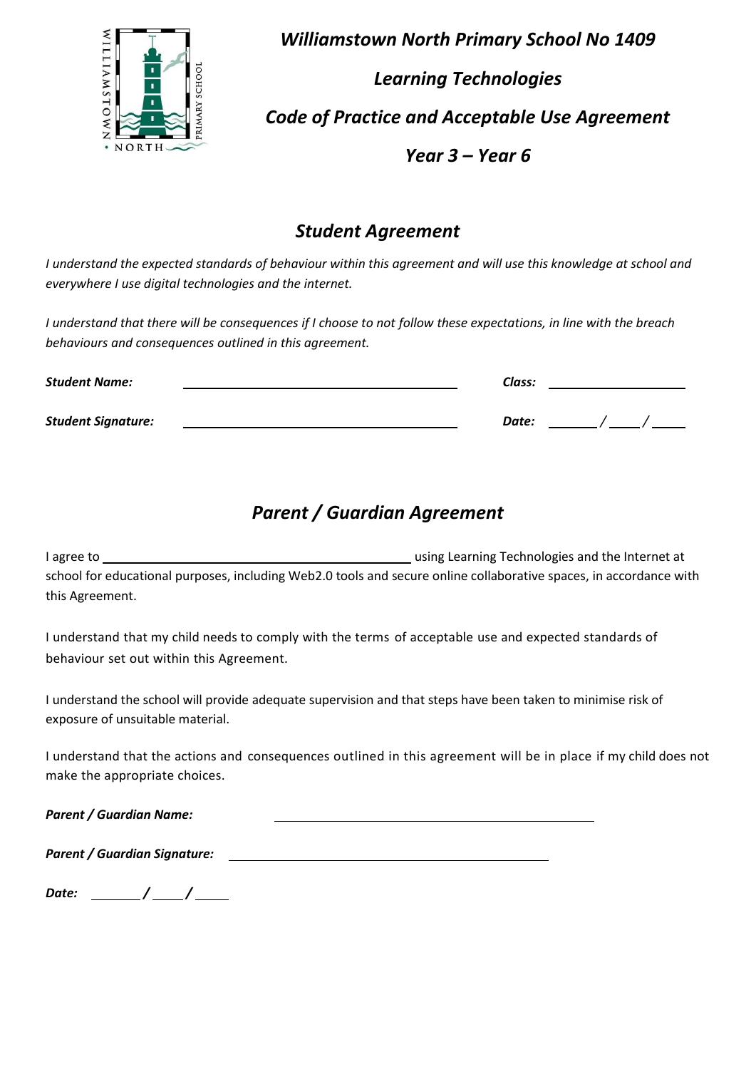# *Williamstown North Primary School No 1409*

## *Learning Technologies*

## *Code of Practice and Acceptable Use Agreement*

## *Year 3 – Year 6*

## *Student Agreement*

*I understand the expected standards of behaviour within this agreement and will use this knowledge at school and everywhere I use digital technologies and the internet.*

*I understand that there will be consequences if I choose to not follow these expectations, in line with the breach behaviours and consequences outlined in this agreement.*

***Student Name:*** ________________________________ ***Class:*** ________________

***Student Signature:*** ________________________________ ***Date:*** ______ / ____ / ____

## *Parent / Guardian Agreement*

I agree to ____________________________________ using Learning Technologies and the Internet at school for educational purposes, including Web2.0 tools and secure online collaborative spaces, in accordance with this Agreement.

I understand that my child needs to comply with the terms of acceptable use and expected standards of behaviour set out within this Agreement.

I understand the school will provide adequate supervision and that steps have been taken to minimise risk of exposure of unsuitable material.

I understand that the actions and consequences outlined in this agreement will be in place if my child does not make the appropriate choices.

***Parent / Guardian Name:*** ____________________________________

***Parent / Guardian Signature:*** ____________________________________

***Date:*** ______ / ____ / ____